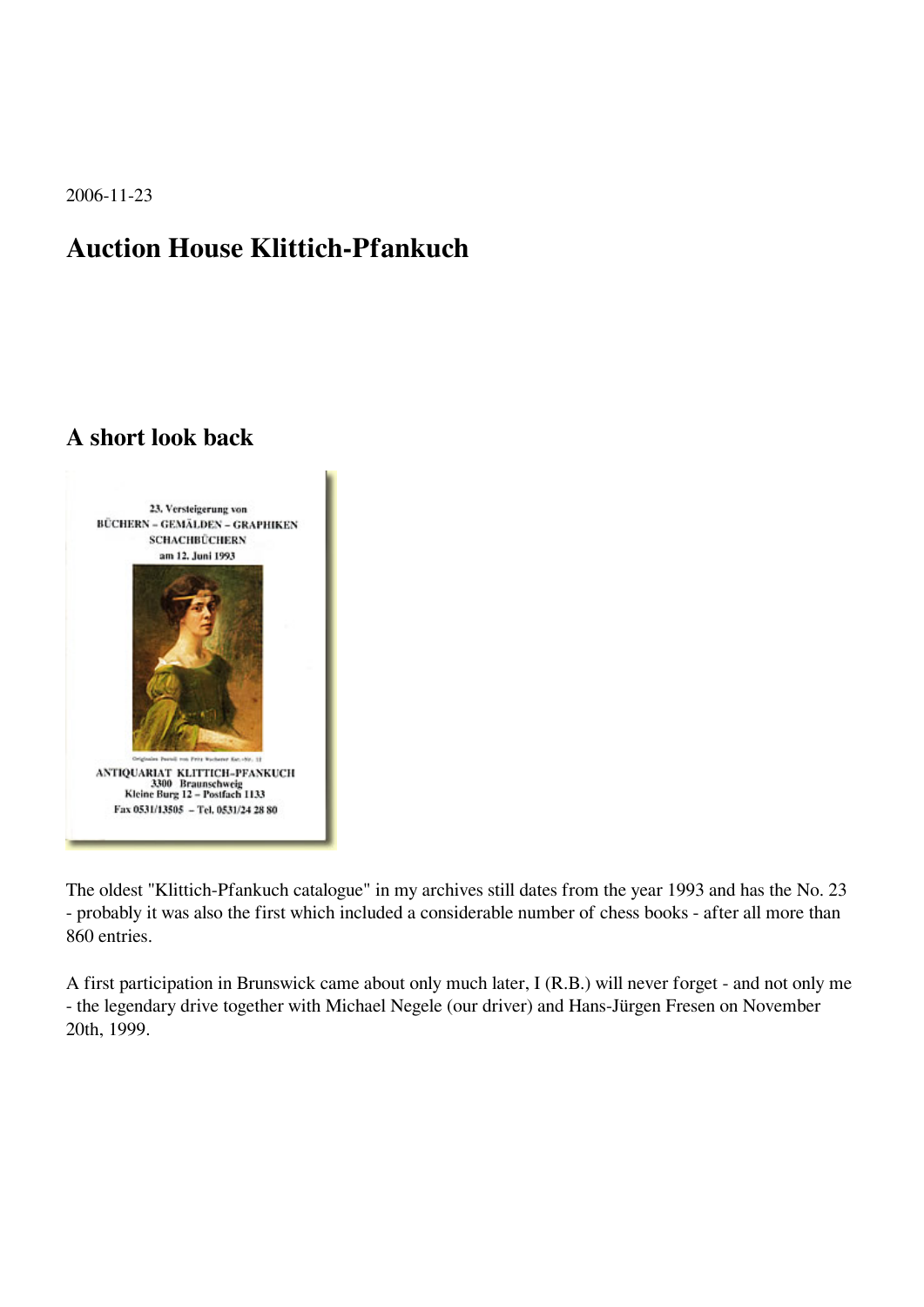2006-11-23

# Auction House Klittich-Pfankuch

## A short look back

The oldest "Klittich-Pfankuch catalogue" in my archives still dates from the year 1993 and has the No. 23 - probably it was also the first which included a considerable number of chess books - after all more than 860 entries.

A first participation in Brunswick came about only much later, I (R.B.) will never forget - and not only me - the legendary drive together with Michael Negele (our driver) and Hans-Jürgen Fresen on November 20th, 1999.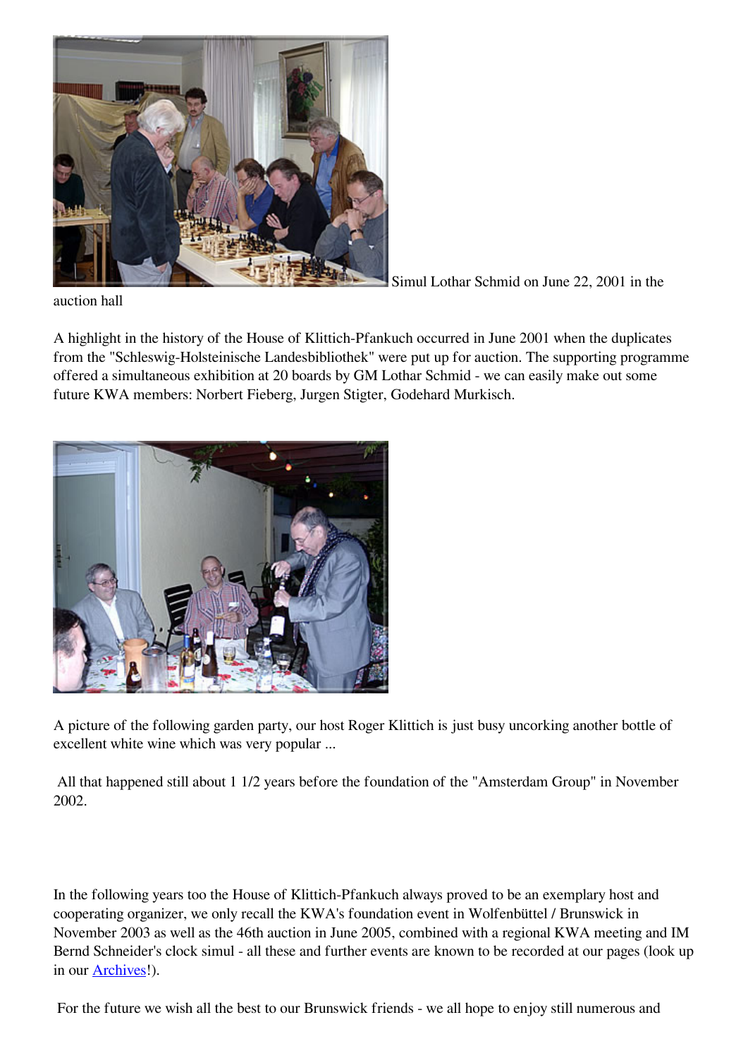Simul Lothar Schmid on June 22, 2001 in the auction hall

A highlight in the history of the House of Klittich-Pfankuch occurred in June 2001 when the duplicates from the "Schleswig-Holsteinische Landesbibliothek" were put up for auction. The supporting programme offered a simultaneous exhibition at 20 boards by GM Lothar Schmid - we can easily make out some future KWA members: Norbert Fieberg, Jurgen Stigter, Godehard Murkisch.

A picture of the following garden party, our host Roger Klittich is just busy uncorking another bottle of excellent white wine which was very popular ...

All that happened still about 1 1/2 years before the foundation of the "Amsterdam Group" in November 2002.

In the following years too the House of Klittich-Pfankuch always proved to be an exemplary host and cooperating organizer, we only recall the KWA's foundation event in Wolfenbüttel / Brunswick in November 2003 as well as the 46th auction in June 2005, combined with a regional KWA meeting and IM Bernd Schneider's clock simul - all these and further events are known to be recorded at our pages (look up in our Archives!).

For the future we wish all the best to our Brunswick friends - we all hope to enjoy still numerous and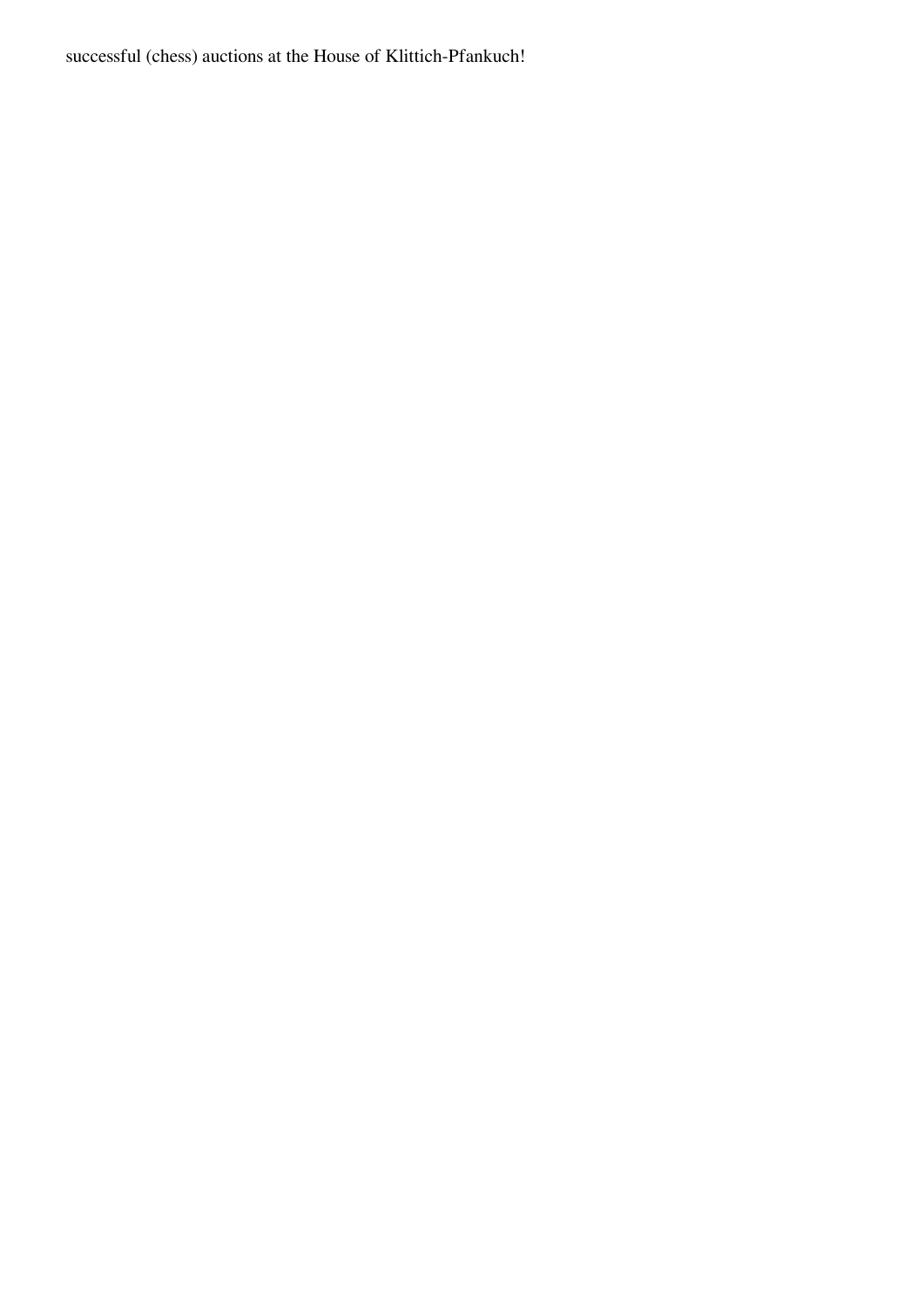successful (chess) auctions at the House of Klittich-Pfankuch!